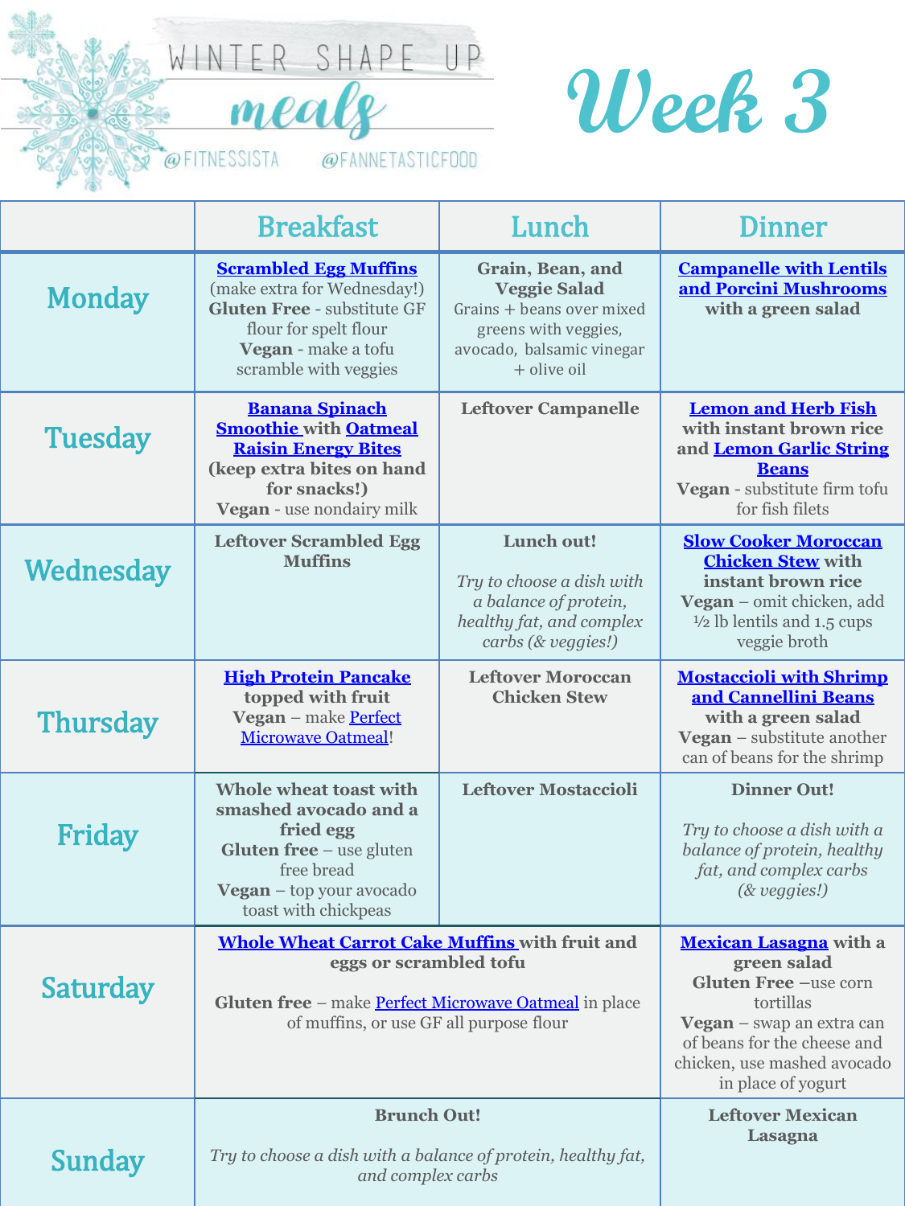# WINTER SHAPE UP meals

@FITNESSISTA @FANNETASTICFOOD

# Week 3

| | Breakfast | Lunch | Dinner |
|---|---|---|---|
| **Monday** | **Scrambled Egg Muffins** (make extra for Wednesday!) **Gluten Free** - substitute GF flour for spelt flour **Vegan** - make a tofu scramble with veggies | **Grain, Bean, and Veggie Salad** Grains + beans over mixed greens with veggies, avocado, balsamic vinegar + olive oil | **Campanelle with Lentils and Porcini Mushrooms with a green salad** |
| **Tuesday** | **Banana Spinach Smoothie with Oatmeal Raisin Energy Bites (keep extra bites on hand for snacks!)** **Vegan** - use nondairy milk | **Leftover Campanelle** | **Lemon and Herb Fish with instant brown rice and Lemon Garlic String Beans** **Vegan** - substitute firm tofu for fish filets |
| **Wednesday** | **Leftover Scrambled Egg Muffins** | **Lunch out!** *Try to choose a dish with a balance of protein, healthy fat, and complex carbs (& veggies!)* | **Slow Cooker Moroccan Chicken Stew with instant brown rice** **Vegan** – omit chicken, add ½ lb lentils and 1.5 cups veggie broth |
| **Thursday** | **High Protein Pancake topped with fruit** **Vegan** – make Perfect Microwave Oatmeal! | **Leftover Moroccan Chicken Stew** | **Mostaccioli with Shrimp and Cannellini Beans with a green salad** **Vegan** – substitute another can of beans for the shrimp |
| **Friday** | **Whole wheat toast with smashed avocado and a fried egg** **Gluten free** – use gluten free bread **Vegan** – top your avocado toast with chickpeas | **Leftover Mostaccioli** | **Dinner Out!** *Try to choose a dish with a balance of protein, healthy fat, and complex carbs (& veggies!)* |
| **Saturday** | **Whole Wheat Carrot Cake Muffins with fruit and eggs or scrambled tofu** **Gluten free** – make Perfect Microwave Oatmeal in place of muffins, or use GF all purpose flour | | **Mexican Lasagna with a green salad** **Gluten Free** –use corn tortillas **Vegan** – swap an extra can of beans for the cheese and chicken, use mashed avocado in place of yogurt |
| **Sunday** | **Brunch Out!** *Try to choose a dish with a balance of protein, healthy fat, and complex carbs* | | **Leftover Mexican Lasagna** |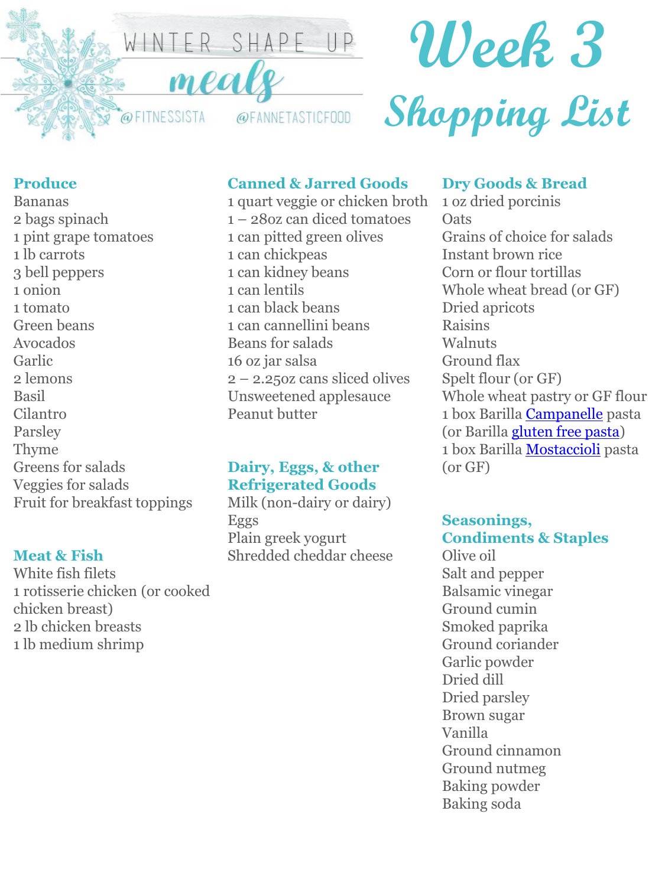WINTER SHAPE UP

meals

@FITNESSISTA @FANNETASTICFOOD

# Week 3 Shopping List

## Produce

Bananas
2 bags spinach
1 pint grape tomatoes
1 lb carrots
3 bell peppers
1 onion
1 tomato
Green beans
Avocados
Garlic
2 lemons
Basil
Cilantro
Parsley
Thyme
Greens for salads
Veggies for salads
Fruit for breakfast toppings

## Meat & Fish

White fish filets
1 rotisserie chicken (or cooked chicken breast)
2 lb chicken breasts
1 lb medium shrimp

## Canned & Jarred Goods

1 quart veggie or chicken broth
1 – 28oz can diced tomatoes
1 can pitted green olives
1 can chickpeas
1 can kidney beans
1 can lentils
1 can black beans
1 can cannellini beans
Beans for salads
16 oz jar salsa
2 – 2.25oz cans sliced olives
Unsweetened applesauce
Peanut butter

## Dairy, Eggs, & other Refrigerated Goods

Milk (non-dairy or dairy)
Eggs
Plain greek yogurt
Shredded cheddar cheese

## Dry Goods & Bread

1 oz dried porcinis
Oats
Grains of choice for salads
Instant brown rice
Corn or flour tortillas
Whole wheat bread (or GF)
Dried apricots
Raisins
Walnuts
Ground flax
Spelt flour (or GF)
Whole wheat pastry or GF flour
1 box Barilla Campanelle pasta (or Barilla gluten free pasta)
1 box Barilla Mostaccioli pasta (or GF)

## Seasonings, Condiments & Staples

Olive oil
Salt and pepper
Balsamic vinegar
Ground cumin
Smoked paprika
Ground coriander
Garlic powder
Dried dill
Dried parsley
Brown sugar
Vanilla
Ground cinnamon
Ground nutmeg
Baking powder
Baking soda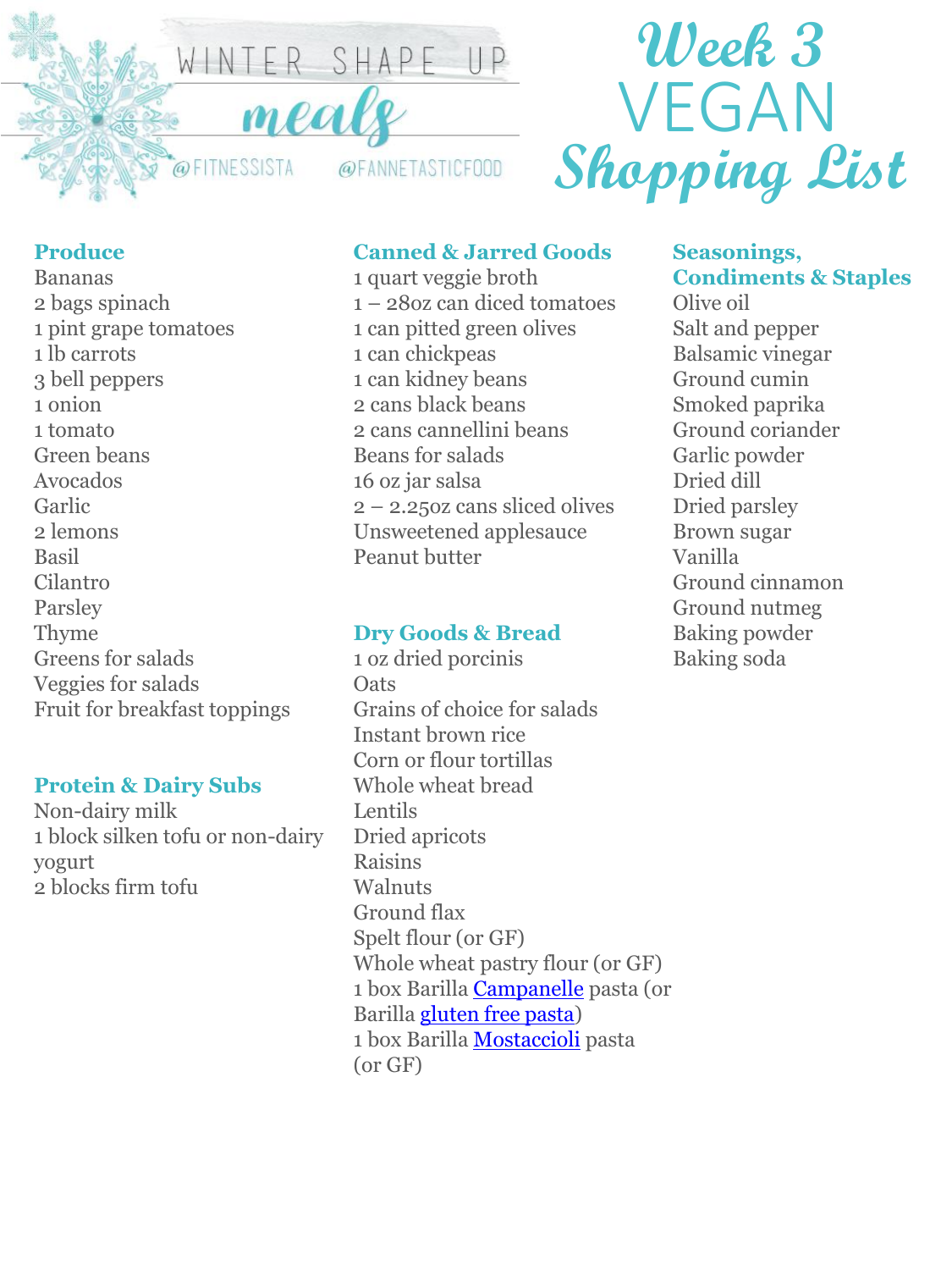WINTER SHAPE UP

meals

@FITNESSISTA @FANNETASTICFOOD

# Week 3 VEGAN Shopping List

## Produce

Bananas
2 bags spinach
1 pint grape tomatoes
1 lb carrots
3 bell peppers
1 onion
1 tomato
Green beans
Avocados
Garlic
2 lemons
Basil
Cilantro
Parsley
Thyme
Greens for salads
Veggies for salads
Fruit for breakfast toppings

## Protein & Dairy Subs

Non-dairy milk
1 block silken tofu or non-dairy yogurt
2 blocks firm tofu

## Canned & Jarred Goods

1 quart veggie broth
1 – 28oz can diced tomatoes
1 can pitted green olives
1 can chickpeas
1 can kidney beans
2 cans black beans
2 cans cannellini beans
Beans for salads
16 oz jar salsa
2 – 2.25oz cans sliced olives
Unsweetened applesauce
Peanut butter

## Dry Goods & Bread

1 oz dried porcinis
Oats
Grains of choice for salads
Instant brown rice
Corn or flour tortillas
Whole wheat bread
Lentils
Dried apricots
Raisins
Walnuts
Ground flax
Spelt flour (or GF)
Whole wheat pastry flour (or GF)
1 box Barilla Campanelle pasta (or Barilla gluten free pasta)
1 box Barilla Mostaccioli pasta (or GF)

## Seasonings, Condiments & Staples

Olive oil
Salt and pepper
Balsamic vinegar
Ground cumin
Smoked paprika
Ground coriander
Garlic powder
Dried dill
Dried parsley
Brown sugar
Vanilla
Ground cinnamon
Ground nutmeg
Baking powder
Baking soda